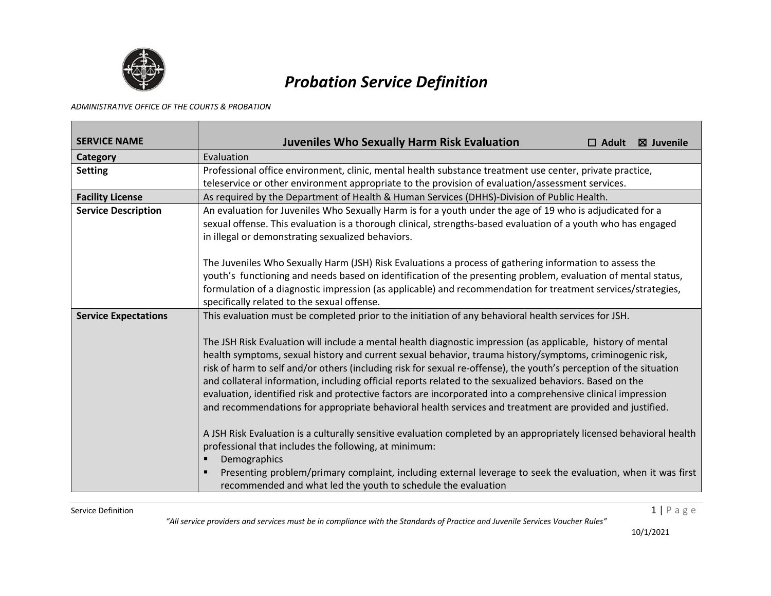# Probation Service Definition

*ADMINISTRATIVE OFFICE OF THE COURTS & PROBATION*

| **SERVICE NAME** | **Juveniles Who Sexually Harm Risk Evaluation** ☐ **Adult** ☒ **Juvenile** |
|---|---|
| **Category** | Evaluation |
| **Setting** | Professional office environment, clinic, mental health substance treatment use center, private practice, teleservice or other environment appropriate to the provision of evaluation/assessment services. |
| **Facility License** | As required by the Department of Health & Human Services (DHHS)-Division of Public Health. |
| **Service Description** | An evaluation for Juveniles Who Sexually Harm is for a youth under the age of 19 who is adjudicated for a sexual offense. This evaluation is a thorough clinical, strengths-based evaluation of a youth who has engaged in illegal or demonstrating sexualized behaviors.<br><br>The Juveniles Who Sexually Harm (JSH) Risk Evaluations a process of gathering information to assess the youth's functioning and needs based on identification of the presenting problem, evaluation of mental status, formulation of a diagnostic impression (as applicable) and recommendation for treatment services/strategies, specifically related to the sexual offense. |
| **Service Expectations** | This evaluation must be completed prior to the initiation of any behavioral health services for JSH.<br><br>The JSH Risk Evaluation will include a mental health diagnostic impression (as applicable, history of mental health symptoms, sexual history and current sexual behavior, trauma history/symptoms, criminogenic risk, risk of harm to self and/or others (including risk for sexual re-offense), the youth's perception of the situation and collateral information, including official reports related to the sexualized behaviors. Based on the evaluation, identified risk and protective factors are incorporated into a comprehensive clinical impression and recommendations for appropriate behavioral health services and treatment are provided and justified.<br><br>A JSH Risk Evaluation is a culturally sensitive evaluation completed by an appropriately licensed behavioral health professional that includes the following, at minimum:<br>▪ Demographics<br>▪ Presenting problem/primary complaint, including external leverage to seek the evaluation, when it was first recommended and what led the youth to schedule the evaluation |

*"All service providers and services must be in compliance with the Standards of Practice and Juvenile Services Voucher Rules"*

10/1/2021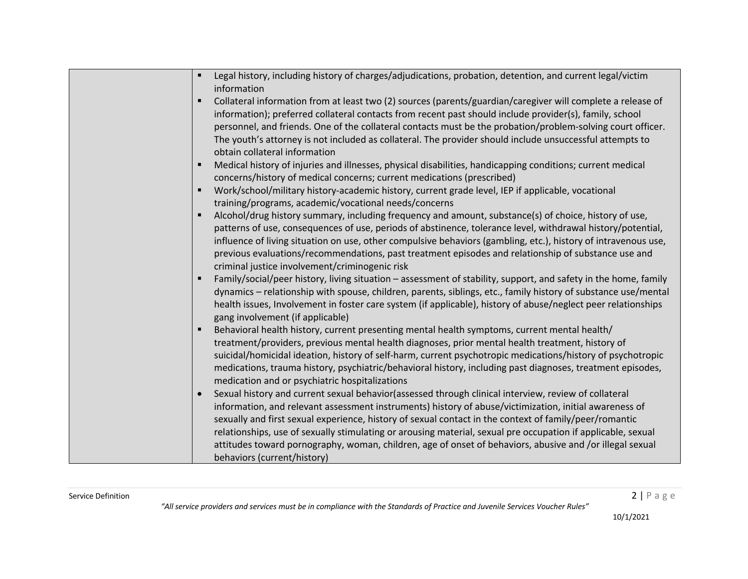|  |  |
|---|---|
|  | ▪ Legal history, including history of charges/adjudications, probation, detention, and current legal/victim information<br>▪ Collateral information from at least two (2) sources (parents/guardian/caregiver will complete a release of information); preferred collateral contacts from recent past should include provider(s), family, school personnel, and friends. One of the collateral contacts must be the probation/problem-solving court officer. The youth's attorney is not included as collateral. The provider should include unsuccessful attempts to obtain collateral information<br>▪ Medical history of injuries and illnesses, physical disabilities, handicapping conditions; current medical concerns/history of medical concerns; current medications (prescribed)<br>▪ Work/school/military history-academic history, current grade level, IEP if applicable, vocational training/programs, academic/vocational needs/concerns<br>▪ Alcohol/drug history summary, including frequency and amount, substance(s) of choice, history of use, patterns of use, consequences of use, periods of abstinence, tolerance level, withdrawal history/potential, influence of living situation on use, other compulsive behaviors (gambling, etc.), history of intravenous use, previous evaluations/recommendations, past treatment episodes and relationship of substance use and criminal justice involvement/criminogenic risk<br>▪ Family/social/peer history, living situation – assessment of stability, support, and safety in the home, family dynamics – relationship with spouse, children, parents, siblings, etc., family history of substance use/mental health issues, Involvement in foster care system (if applicable), history of abuse/neglect peer relationships gang involvement (if applicable)<br>▪ Behavioral health history, current presenting mental health symptoms, current mental health/ treatment/providers, previous mental health diagnoses, prior mental health treatment, history of suicidal/homicidal ideation, history of self-harm, current psychotropic medications/history of psychotropic medications, trauma history, psychiatric/behavioral history, including past diagnoses, treatment episodes, medication and or psychiatric hospitalizations<br>• Sexual history and current sexual behavior(assessed through clinical interview, review of collateral information, and relevant assessment instruments) history of abuse/victimization, initial awareness of sexually and first sexual experience, history of sexual contact in the context of family/peer/romantic relationships, use of sexually stimulating or arousing material, sexual pre occupation if applicable, sexual attitudes toward pornography, woman, children, age of onset of behaviors, abusive and /or illegal sexual behaviors (current/history) |

*"All service providers and services must be in compliance with the Standards of Practice and Juvenile Services Voucher Rules"*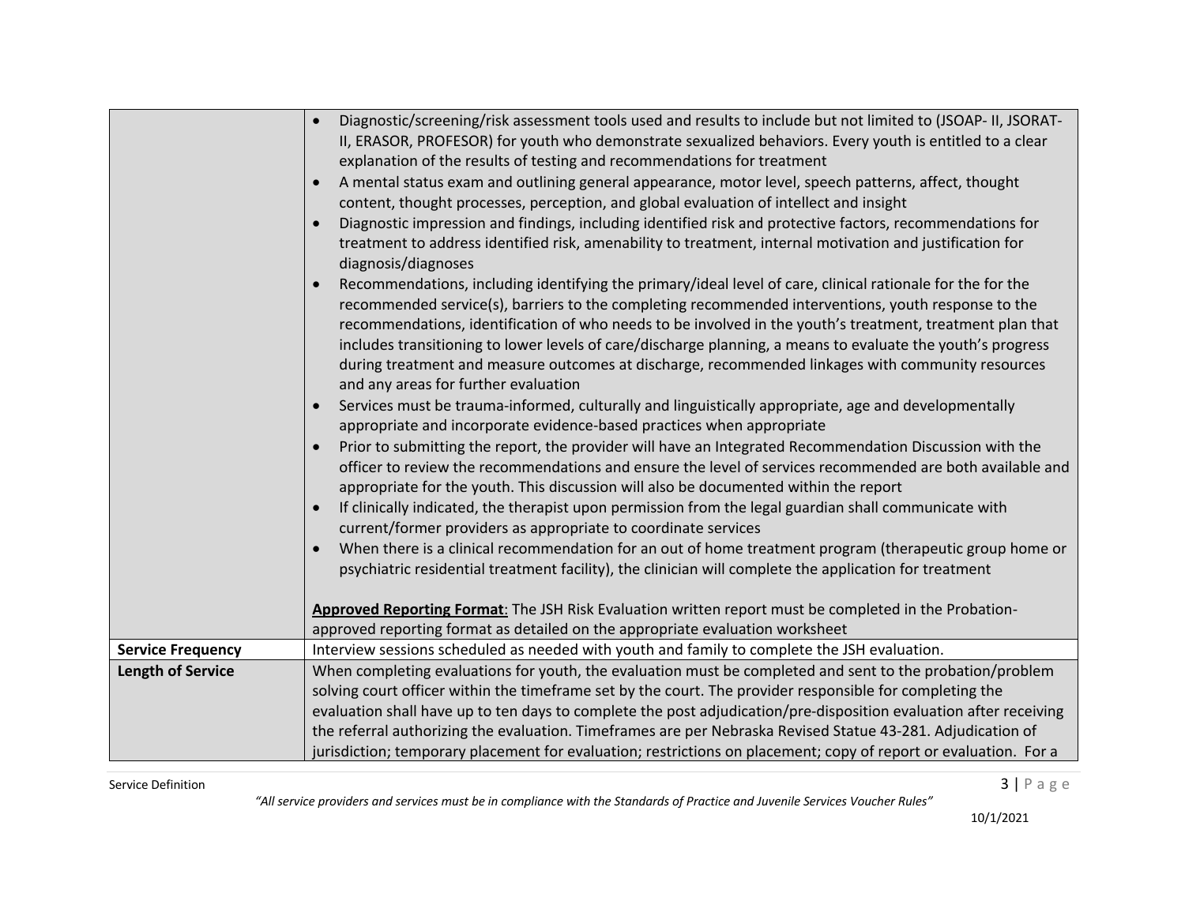| | |
|---|---|
| | • Diagnostic/screening/risk assessment tools used and results to include but not limited to (JSOAP- II, JSORAT-II, ERASOR, PROFESOR) for youth who demonstrate sexualized behaviors. Every youth is entitled to a clear explanation of the results of testing and recommendations for treatment<br>• A mental status exam and outlining general appearance, motor level, speech patterns, affect, thought content, thought processes, perception, and global evaluation of intellect and insight<br>• Diagnostic impression and findings, including identified risk and protective factors, recommendations for treatment to address identified risk, amenability to treatment, internal motivation and justification for diagnosis/diagnoses<br>• Recommendations, including identifying the primary/ideal level of care, clinical rationale for the for the recommended service(s), barriers to the completing recommended interventions, youth response to the recommendations, identification of who needs to be involved in the youth's treatment, treatment plan that includes transitioning to lower levels of care/discharge planning, a means to evaluate the youth's progress during treatment and measure outcomes at discharge, recommended linkages with community resources and any areas for further evaluation<br>• Services must be trauma-informed, culturally and linguistically appropriate, age and developmentally appropriate and incorporate evidence-based practices when appropriate<br>• Prior to submitting the report, the provider will have an Integrated Recommendation Discussion with the officer to review the recommendations and ensure the level of services recommended are both available and appropriate for the youth. This discussion will also be documented within the report<br>• If clinically indicated, the therapist upon permission from the legal guardian shall communicate with current/former providers as appropriate to coordinate services<br>• When there is a clinical recommendation for an out of home treatment program (therapeutic group home or psychiatric residential treatment facility), the clinician will complete the application for treatment<br><br>**Approved Reporting Format**: The JSH Risk Evaluation written report must be completed in the Probation-approved reporting format as detailed on the appropriate evaluation worksheet |
| **Service Frequency** | Interview sessions scheduled as needed with youth and family to complete the JSH evaluation. |
| **Length of Service** | When completing evaluations for youth, the evaluation must be completed and sent to the probation/problem solving court officer within the timeframe set by the court. The provider responsible for completing the evaluation shall have up to ten days to complete the post adjudication/pre-disposition evaluation after receiving the referral authorizing the evaluation. Timeframes are per Nebraska Revised Statue 43-281. Adjudication of jurisdiction; temporary placement for evaluation; restrictions on placement; copy of report or evaluation. For a |

*"All service providers and services must be in compliance with the Standards of Practice and Juvenile Services Voucher Rules"*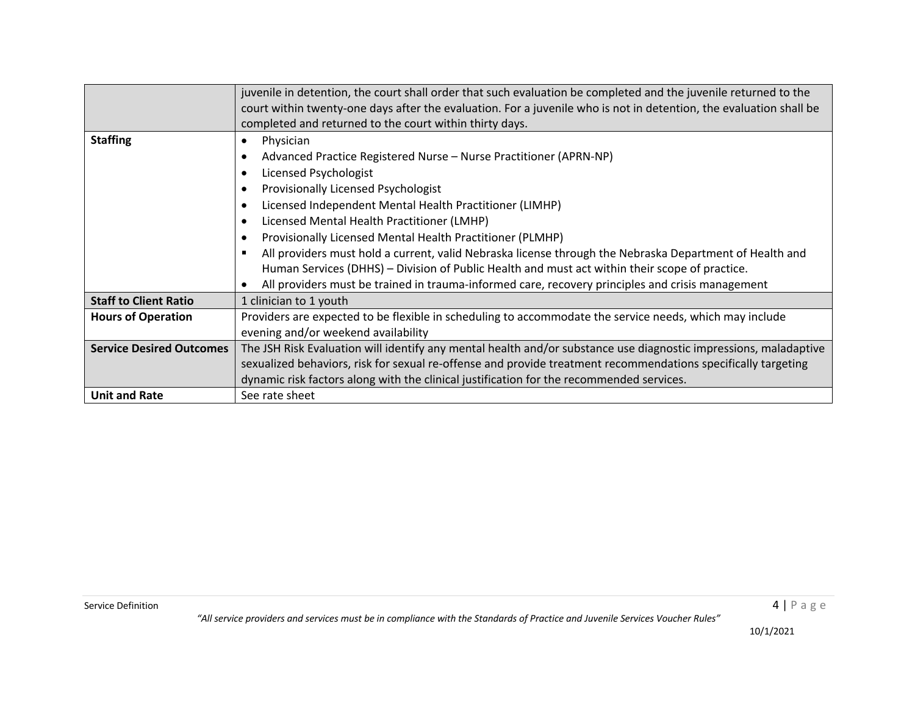| | |
|---|---|
| | juvenile in detention, the court shall order that such evaluation be completed and the juvenile returned to the court within twenty-one days after the evaluation. For a juvenile who is not in detention, the evaluation shall be completed and returned to the court within thirty days. |
| **Staffing** | • Physician<br>• Advanced Practice Registered Nurse – Nurse Practitioner (APRN-NP)<br>• Licensed Psychologist<br>• Provisionally Licensed Psychologist<br>• Licensed Independent Mental Health Practitioner (LIMHP)<br>• Licensed Mental Health Practitioner (LMHP)<br>• Provisionally Licensed Mental Health Practitioner (PLMHP)<br>▪ All providers must hold a current, valid Nebraska license through the Nebraska Department of Health and Human Services (DHHS) – Division of Public Health and must act within their scope of practice.<br>• All providers must be trained in trauma-informed care, recovery principles and crisis management |
| **Staff to Client Ratio** | 1 clinician to 1 youth |
| **Hours of Operation** | Providers are expected to be flexible in scheduling to accommodate the service needs, which may include evening and/or weekend availability |
| **Service Desired Outcomes** | The JSH Risk Evaluation will identify any mental health and/or substance use diagnostic impressions, maladaptive sexualized behaviors, risk for sexual re-offense and provide treatment recommendations specifically targeting dynamic risk factors along with the clinical justification for the recommended services. |
| **Unit and Rate** | See rate sheet |

*"All service providers and services must be in compliance with the Standards of Practice and Juvenile Services Voucher Rules"*